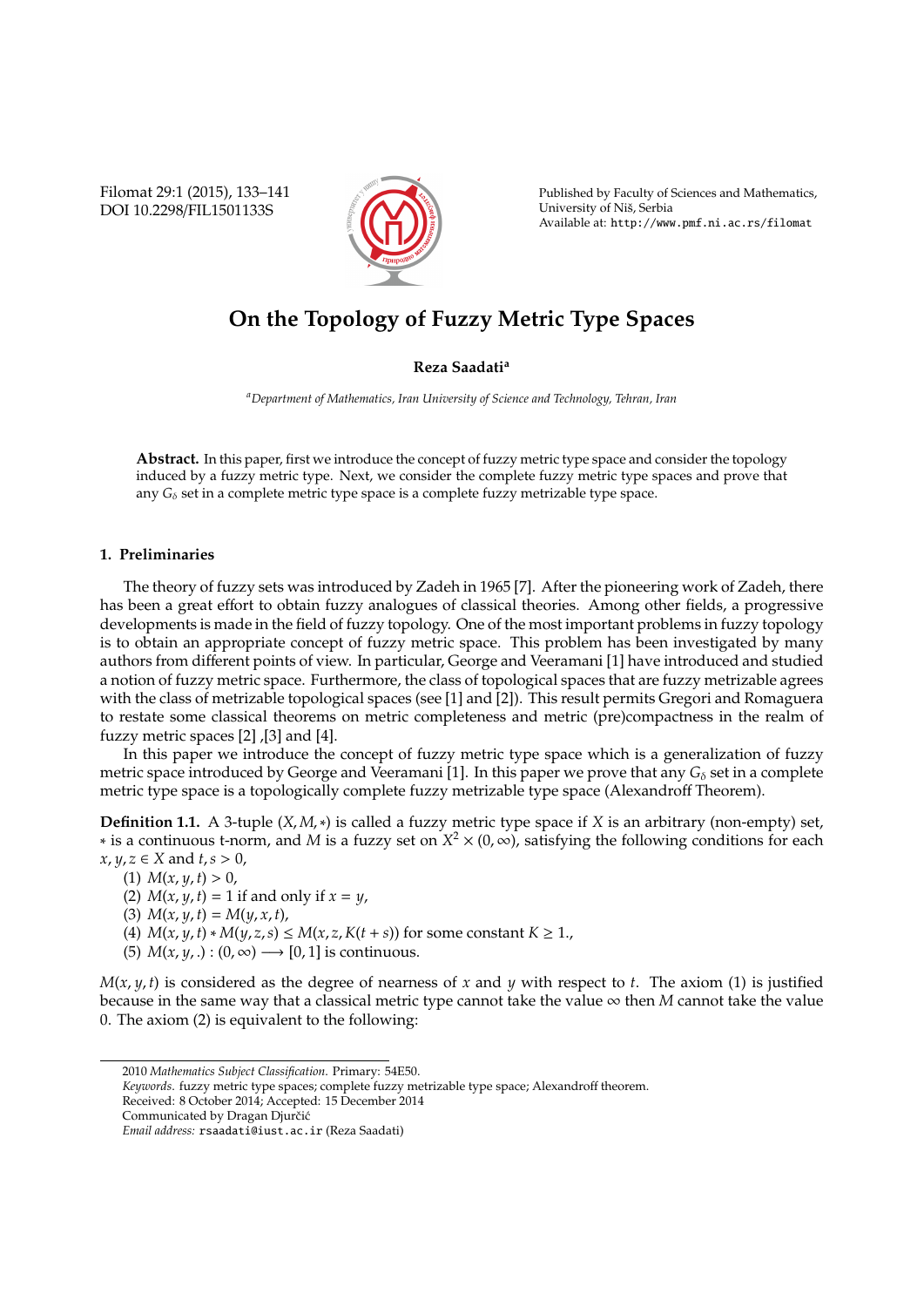# On the Topology of Fuzzy Metric Type Spaces

**Reza Saadati**[a]

[a]*Department of Mathematics, Iran University of Science and Technology, Tehran, Iran*

**Abstract.** In this paper, first we introduce the concept of fuzzy metric type space and consider the topology induced by a fuzzy metric type. Next, we consider the complete fuzzy metric type spaces and prove that any $G_\delta$ set in a complete metric type space is a complete fuzzy metrizable type space.

## 1. Preliminaries

The theory of fuzzy sets was introduced by Zadeh in 1965 [7]. After the pioneering work of Zadeh, there has been a great effort to obtain fuzzy analogues of classical theories. Among other fields, a progressive developments is made in the field of fuzzy topology. One of the most important problems in fuzzy topology is to obtain an appropriate concept of fuzzy metric space. This problem has been investigated by many authors from different points of view. In particular, George and Veeramani [1] have introduced and studied a notion of fuzzy metric space. Furthermore, the class of topological spaces that are fuzzy metrizable agrees with the class of metrizable topological spaces (see [1] and [2]). This result permits Gregori and Romaguera to restate some classical theorems on metric completeness and metric (pre)compactness in the realm of fuzzy metric spaces [2] ,[3] and [4].

In this paper we introduce the concept of fuzzy metric type space which is a generalization of fuzzy metric space introduced by George and Veeramani [1]. In this paper we prove that any $G_\delta$ set in a complete metric type space is a topologically complete fuzzy metrizable type space (Alexandroff Theorem).

**Definition 1.1.** A 3-tuple $(X, M, *)$ is called a fuzzy metric type space if $X$ is an arbitrary (non-empty) set, $*$ is a continuous t-norm, and $M$ is a fuzzy set on $X^2 \times (0, \infty)$, satisfying the following conditions for each $x, y, z \in X$ and $t, s > 0$,

(1) $M(x, y, t) > 0$,

(2) $M(x, y, t) = 1$ if and only if $x = y$,

(3) $M(x, y, t) = M(y, x, t)$,

(4) $M(x, y, t) * M(y, z, s) \leq M(x, z, K(t + s))$ for some constant $K \geq 1$.,

(5) $M(x, y, .) : (0, \infty) \longrightarrow [0, 1]$ is continuous.

$M(x, y, t)$ is considered as the degree of nearness of $x$ and $y$ with respect to $t$. The axiom (1) is justified because in the same way that a classical metric type cannot take the value $\infty$ then $M$ cannot take the value 0. The axiom (2) is equivalent to the following:

2010 *Mathematics Subject Classification*. Primary: 54E50.

*Keywords*. fuzzy metric type spaces; complete fuzzy metrizable type space; Alexandroff theorem.

Received: 8 October 2014; Accepted: 15 December 2014

Communicated by Dragan Djurčić

*Email address:* rsaadati@iust.ac.ir (Reza Saadati)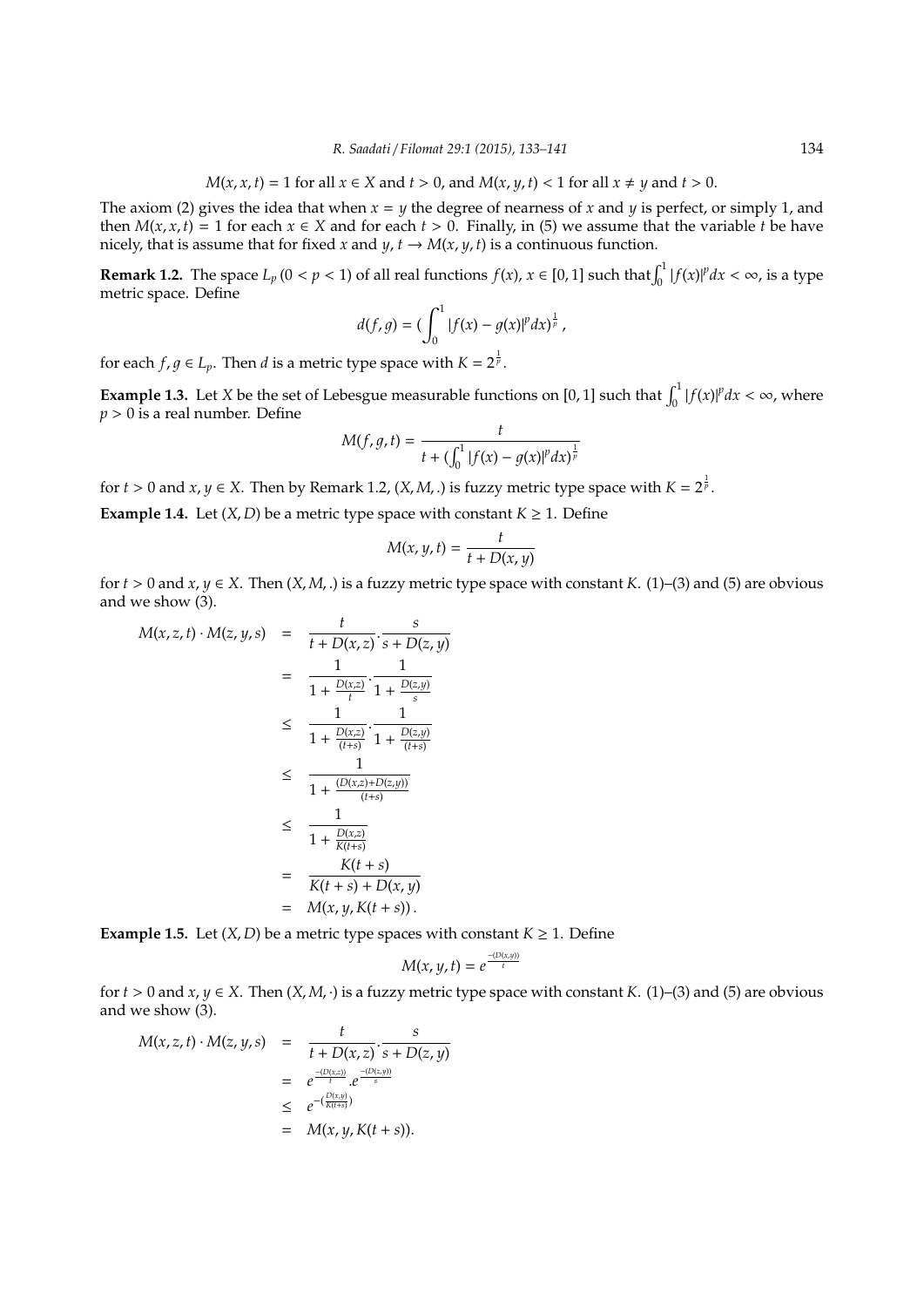$$M(x, x, t) = 1 \text{ for all } x \in X \text{ and } t > 0, \text{ and } M(x, y, t) < 1 \text{ for all } x \neq y \text{ and } t > 0.$$

The axiom (2) gives the idea that when $x = y$ the degree of nearness of $x$ and $y$ is perfect, or simply 1, and then $M(x, x, t) = 1$ for each $x \in X$ and for each $t > 0$. Finally, in (5) we assume that the variable $t$ be have nicely, that is assume that for fixed $x$ and $y$, $t \to M(x, y, t)$ is a continuous function.

**Remark 1.2.** The space $L_p$ $(0 < p < 1)$ of all real functions $f(x)$, $x \in [0, 1]$ such that $\int_0^1 |f(x)|^p dx < \infty$, is a type metric space. Define

$$d(f, g) = (\int_0^1 |f(x) - g(x)|^p dx)^{\frac{1}{p}},$$

for each $f, g \in L_p$. Then $d$ is a metric type space with $K = 2^{\frac{1}{p}}$.

**Example 1.3.** Let $X$ be the set of Lebesgue measurable functions on $[0, 1]$ such that $\int_0^1 |f(x)|^p dx < \infty$, where $p > 0$ is a real number. Define

$$M(f, g, t) = \frac{t}{t + (\int_0^1 |f(x) - g(x)|^p dx)^{\frac{1}{p}}}$$

for $t > 0$ and $x, y \in X$. Then by Remark 1.2, $(X, M, .)$ is fuzzy metric type space with $K = 2^{\frac{1}{p}}$.

**Example 1.4.** Let $(X, D)$ be a metric type space with constant $K \geq 1$. Define

$$M(x, y, t) = \frac{t}{t + D(x, y)}$$

for $t > 0$ and $x, y \in X$. Then $(X, M, .)$ is a fuzzy metric type space with constant $K$. (1)–(3) and (5) are obvious and we show (3).

$$\begin{aligned}
M(x, z, t) \cdot M(z, y, s) &= \frac{t}{t + D(x, z)} \cdot \frac{s}{s + D(z, y)} \\
&= \frac{1}{1 + \frac{D(x,z)}{t}} \cdot \frac{1}{1 + \frac{D(z,y)}{s}} \\
&\leq \frac{1}{1 + \frac{D(x,z)}{(t+s)}} \cdot \frac{1}{1 + \frac{D(z,y)}{(t+s)}} \\
&\leq \frac{1}{1 + \frac{(D(x,z)+D(z,y))}{(t+s)}} \\
&\leq \frac{1}{1 + \frac{D(x,z)}{K(t+s)}} \\
&= \frac{K(t + s)}{K(t + s) + D(x, y)} \\
&= M(x, y, K(t + s)).
\end{aligned}$$

**Example 1.5.** Let $(X, D)$ be a metric type spaces with constant $K \geq 1$. Define

$$M(x, y, t) = e^{\frac{-(D(x,y))}{t}}$$

for $t > 0$ and $x, y \in X$. Then $(X, M, \cdot)$ is a fuzzy metric type space with constant $K$. (1)–(3) and (5) are obvious and we show (3).

$$\begin{aligned}
M(x, z, t) \cdot M(z, y, s) &= \frac{t}{t + D(x, z)} \cdot \frac{s}{s + D(z, y)} \\
&= e^{\frac{-(D(x,z))}{t}} . e^{\frac{-(D(z,y))}{s}} \\
&\leq e^{-(\frac{D(x,y)}{K(t+s)})} \\
&= M(x, y, K(t + s)).
\end{aligned}$$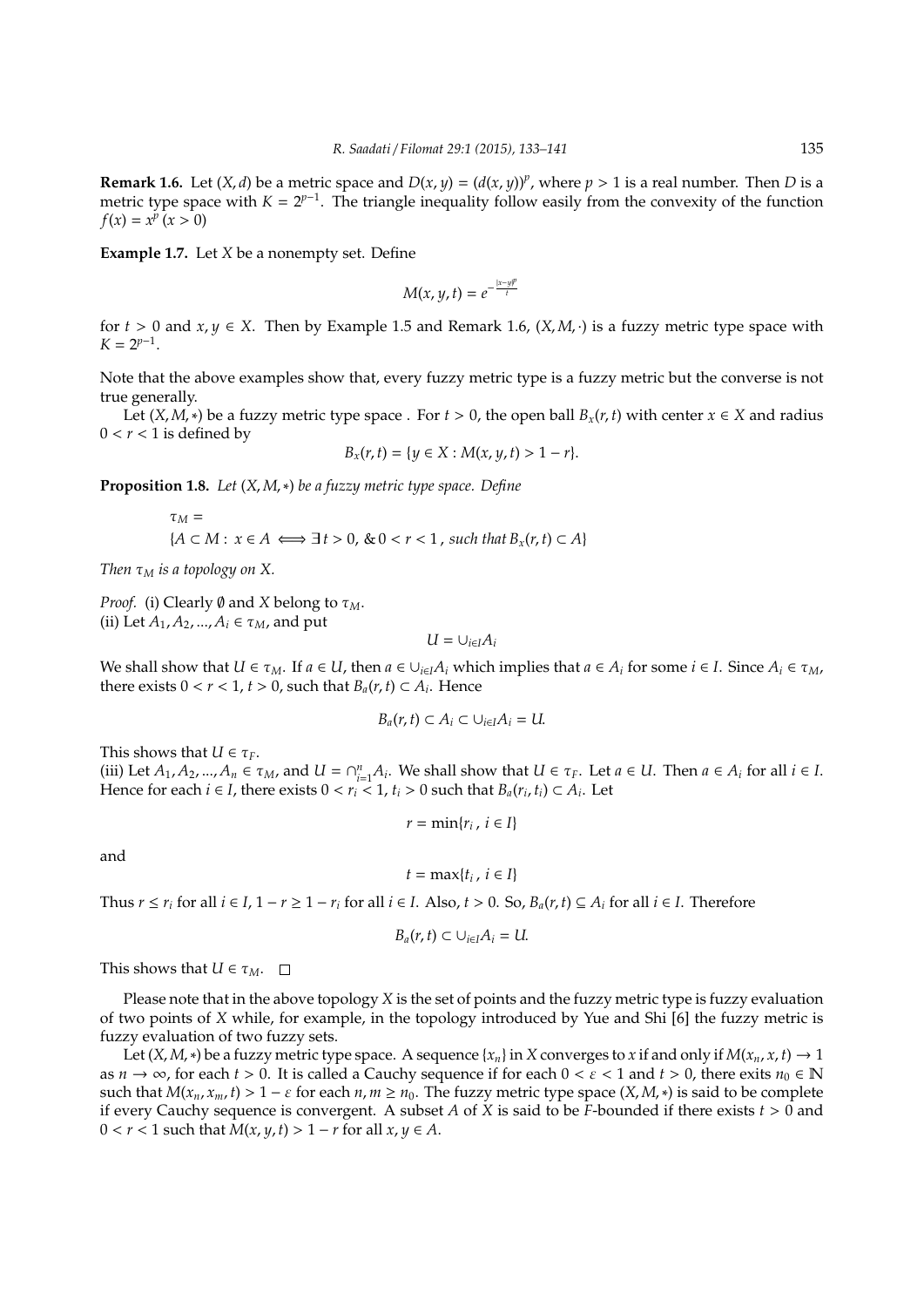**Remark 1.6.** Let $(X, d)$ be a metric space and $D(x, y) = (d(x, y))^p$, where $p > 1$ is a real number. Then $D$ is a metric type space with $K = 2^{p-1}$. The triangle inequality follow easily from the convexity of the function $f(x) = x^p$ $(x > 0)$

**Example 1.7.** Let $X$ be a nonempty set. Define

$$M(x, y, t) = e^{-\frac{|x-y|^p}{t}}$$

for $t > 0$ and $x, y \in X$. Then by Example 1.5 and Remark 1.6, $(X, M, \cdot)$ is a fuzzy metric type space with $K = 2^{p-1}$.

Note that the above examples show that, every fuzzy metric type is a fuzzy metric but the converse is not true generally.

Let $(X, M, *)$ be a fuzzy metric type space . For $t > 0$, the open ball $B_x(r, t)$ with center $x \in X$ and radius $0 < r < 1$ is defined by

$$B_x(r, t) = \{y \in X : M(x, y, t) > 1 - r\}.$$

**Proposition 1.8.** *Let $(X, M, *)$ be a fuzzy metric type space. Define*

$\tau_M =$
$\{A \subset M : x \in A \iff \exists\, t > 0, \,\&\, 0 < r < 1 \text{, such that } B_x(r, t) \subset A\}$

*Then $\tau_M$ is a topology on $X$.*

*Proof.* (i) Clearly $\emptyset$ and $X$ belong to $\tau_M$.
(ii) Let $A_1, A_2, ..., A_i \in \tau_M$, and put

$$U = \cup_{i \in I} A_i$$

We shall show that $U \in \tau_M$. If $a \in U$, then $a \in \cup_{i \in I} A_i$ which implies that $a \in A_i$ for some $i \in I$. Since $A_i \in \tau_M$, there exists $0 < r < 1$, $t > 0$, such that $B_a(r, t) \subset A_i$. Hence

$$B_a(r, t) \subset A_i \subset \cup_{i \in I} A_i = U.$$

This shows that $U \in \tau_F$.
(iii) Let $A_1, A_2, ..., A_n \in \tau_M$, and $U = \cap_{i=1}^{n} A_i$. We shall show that $U \in \tau_F$. Let $a \in U$. Then $a \in A_i$ for all $i \in I$. Hence for each $i \in I$, there exists $0 < r_i < 1$, $t_i > 0$ such that $B_a(r_i, t_i) \subset A_i$. Let

$$r = \min\{r_i \,,\, i \in I\}$$

and

$$t = \max\{t_i \,,\, i \in I\}$$

Thus $r \leq r_i$ for all $i \in I$, $1 - r \geq 1 - r_i$ for all $i \in I$. Also, $t > 0$. So, $B_a(r, t) \subseteq A_i$ for all $i \in I$. Therefore

$$B_a(r, t) \subset \cup_{i \in I} A_i = U.$$

This shows that $U \in \tau_M$. □

Please note that in the above topology $X$ is the set of points and the fuzzy metric type is fuzzy evaluation of two points of $X$ while, for example, in the topology introduced by Yue and Shi [6] the fuzzy metric is fuzzy evaluation of two fuzzy sets.

Let $(X, M, *)$ be a fuzzy metric type space. A sequence $\{x_n\}$ in $X$ converges to $x$ if and only if $M(x_n, x, t) \to 1$ as $n \to \infty$, for each $t > 0$. It is called a Cauchy sequence if for each $0 < \varepsilon < 1$ and $t > 0$, there exits $n_0 \in \mathbb{N}$ such that $M(x_n, x_m, t) > 1 - \varepsilon$ for each $n, m \geq n_0$. The fuzzy metric type space $(X, M, *)$ is said to be complete if every Cauchy sequence is convergent. A subset $A$ of $X$ is said to be $F$-bounded if there exists $t > 0$ and $0 < r < 1$ such that $M(x, y, t) > 1 - r$ for all $x, y \in A$.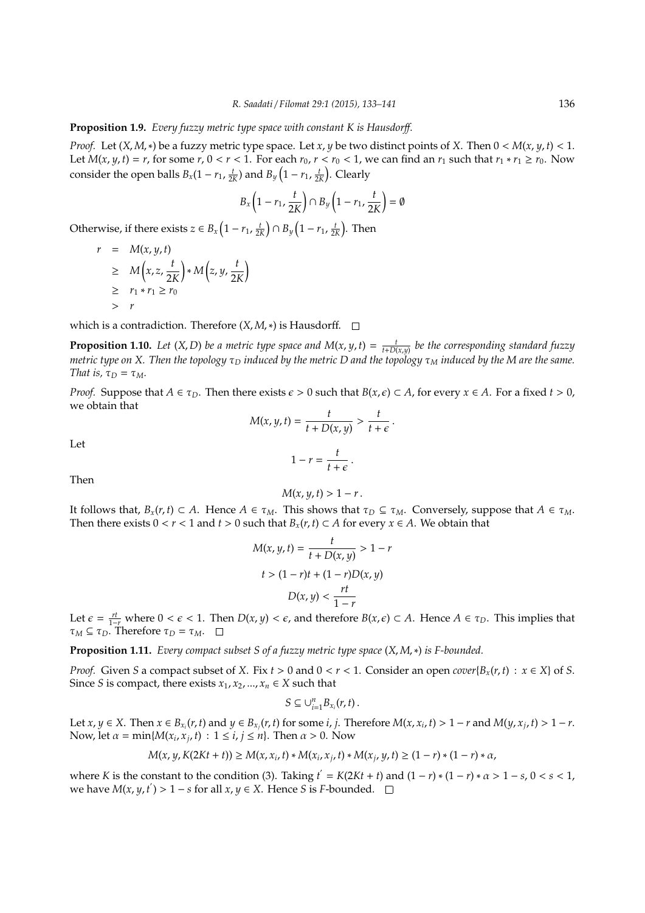**Proposition 1.9.** *Every fuzzy metric type space with constant K is Hausdorff.*

*Proof.* Let $(X, M, *)$ be a fuzzy metric type space. Let $x, y$ be two distinct points of $X$. Then $0 < M(x, y, t) < 1$. Let $M(x, y, t) = r$, for some $r$, $0 < r < 1$. For each $r_0$, $r < r_0 < 1$, we can find an $r_1$ such that $r_1 * r_1 \geq r_0$. Now consider the open balls $B_x(1 - r_1, \frac{t}{2K})$ and $B_y\left(1 - r_1, \frac{t}{2K}\right)$. Clearly

$$B_x\left(1 - r_1, \frac{t}{2K}\right) \cap B_y\left(1 - r_1, \frac{t}{2K}\right) = \emptyset$$

Otherwise, if there exists $z \in B_x\left(1 - r_1, \frac{t}{2K}\right) \cap B_y\left(1 - r_1, \frac{t}{2K}\right)$. Then

$$\begin{aligned} r &= M(x, y, t) \\ &\geq M\Big(x, z, \frac{t}{2K}\Big) * M\Big(z, y, \frac{t}{2K}\Big) \\ &\geq r_1 * r_1 \geq r_0 \\ &> r \end{aligned}$$

which is a contradiction. Therefore $(X, M, *)$ is Hausdorff. $\square$

**Proposition 1.10.** *Let $(X, D)$ be a metric type space and $M(x, y, t) = \frac{t}{t+D(x,y)}$ be the corresponding standard fuzzy metric type on $X$. Then the topology $\tau_D$ induced by the metric $D$ and the topology $\tau_M$ induced by the $M$ are the same. That is, $\tau_D = \tau_M$.*

*Proof.* Suppose that $A \in \tau_D$. Then there exists $\epsilon > 0$ such that $B(x, \epsilon) \subset A$, for every $x \in A$. For a fixed $t > 0$, we obtain that

$$M(x, y, t) = \frac{t}{t + D(x, y)} > \frac{t}{t + \epsilon}\,.$$

Let

$$1 - r = \frac{t}{t + \epsilon}\,.$$

Then

$$M(x, y, t) > 1 - r\,.$$

It follows that, $B_x(r, t) \subset A$. Hence $A \in \tau_M$. This shows that $\tau_D \subseteq \tau_M$. Conversely, suppose that $A \in \tau_M$. Then there exists $0 < r < 1$ and $t > 0$ such that $B_x(r, t) \subset A$ for every $x \in A$. We obtain that

$$M(x, y, t) = \frac{t}{t + D(x, y)} > 1 - r$$

$$t > (1 - r)t + (1 - r)D(x, y)$$

$$D(x, y) < \frac{rt}{1 - r}$$

Let $\epsilon = \frac{rt}{1-r}$ where $0 < \epsilon < 1$. Then $D(x, y) < \epsilon$, and therefore $B(x, \epsilon) \subset A$. Hence $A \in \tau_D$. This implies that $\tau_M \subseteq \tau_D$. Therefore $\tau_D = \tau_M$. $\square$

**Proposition 1.11.** *Every compact subset S of a fuzzy metric type space $(X, M, *)$ is F-bounded.*

*Proof.* Given $S$ a compact subset of $X$. Fix $t > 0$ and $0 < r < 1$. Consider an open *cover*$\{B_x(r, t) : x \in X\}$ of $S$. Since $S$ is compact, there exists $x_1, x_2, ..., x_n \in X$ such that

$$S \subseteq \cup_{i=1}^{n} B_{x_i}(r, t)\,.$$

Let $x, y \in X$. Then $x \in B_{x_i}(r, t)$ and $y \in B_{x_j}(r, t)$ for some $i, j$. Therefore $M(x, x_i, t) > 1 - r$ and $M(y, x_j, t) > 1 - r$. Now, let $\alpha = \min\{M(x_i, x_j, t) : 1 \leq i, j \leq n\}$. Then $\alpha > 0$. Now

$$M(x, y, K(2Kt + t)) \geq M(x, x_i, t) * M(x_i, x_j, t) * M(x_j, y, t) \geq (1 - r) * (1 - r) * \alpha,$$

where $K$ is the constant to the condition (3). Taking $t' = K(2Kt + t)$ and $(1 - r) * (1 - r) * \alpha > 1 - s$, $0 < s < 1$, we have $M(x, y, t') > 1 - s$ for all $x, y \in X$. Hence $S$ is $F$-bounded. $\square$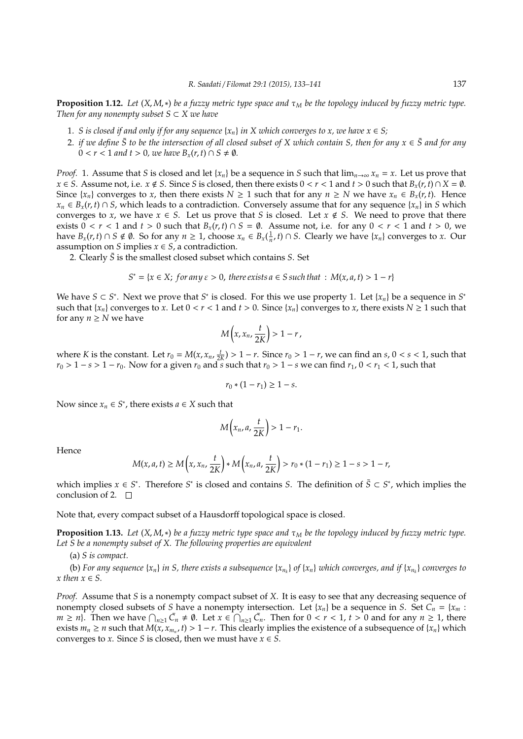**Proposition 1.12.** *Let $(X, M, *)$ be a fuzzy metric type space and $\tau_M$ be the topology induced by fuzzy metric type. Then for any nonempty subset $S \subset X$ we have*

1. *$S$ is closed if and only if for any sequence $\{x_n\}$ in $X$ which converges to $x$, we have $x \in S$;*
2. *if we define $\bar{S}$ to be the intersection of all closed subset of $X$ which contain $S$, then for any $x \in \bar{S}$ and for any $0 < r < 1$ and $t > 0$, we have $B_x(r, t) \cap S \neq \emptyset$.*

*Proof.* 1. Assume that $S$ is closed and let $\{x_n\}$ be a sequence in $S$ such that $\lim_{n\to\infty} x_n = x$. Let us prove that $x \in S$. Assume not, i.e. $x \notin S$. Since $S$ is closed, then there exists $0 < r < 1$ and $t > 0$ such that $B_x(r, t) \cap X = \emptyset$. Since $\{x_n\}$ converges to $x$, then there exists $N \geq 1$ such that for any $n \geq N$ we have $x_n \in B_x(r, t)$. Hence $x_n \in B_x(r, t) \cap S$, which leads to a contradiction. Conversely assume that for any sequence $\{x_n\}$ in $S$ which converges to $x$, we have $x \in S$. Let us prove that $S$ is closed. Let $x \notin S$. We need to prove that there exists $0 < r < 1$ and $t > 0$ such that $B_x(r, t) \cap S = \emptyset$. Assume not, i.e. for any $0 < r < 1$ and $t > 0$, we have $B_x(r, t) \cap S \notin \emptyset$. So for any $n \geq 1$, choose $x_n \in B_x(\frac{1}{n}, t) \cap S$. Clearly we have $\{x_n\}$ converges to $x$. Our assumption on $S$ implies $x \in S$, a contradiction.

2. Clearly $\bar{S}$ is the smallest closed subset which contains $S$. Set

$$S^* = \{x \in X;\ for\ any\ \varepsilon > 0,\ there\ exists\ a \in S\ such\ that\ :\ M(x, a, t) > 1 - r\}$$

We have $S \subset S^*$. Next we prove that $S^*$ is closed. For this we use property 1. Let $\{x_n\}$ be a sequence in $S^*$ such that $\{x_n\}$ converges to $x$. Let $0 < r < 1$ and $t > 0$. Since $\{x_n\}$ converges to $x$, there exists $N \geq 1$ such that for any $n \geq N$ we have

$$M\left(x, x_n, \frac{t}{2K}\right) > 1 - r,$$

where $K$ is the constant. Let $r_0 = M(x, x_n, \frac{t}{2K}) > 1 - r$. Since $r_0 > 1 - r$, we can find an $s$, $0 < s < 1$, such that $r_0 > 1 - s > 1 - r_0$. Now for a given $r_0$ and $s$ such that $r_0 > 1 - s$ we can find $r_1$, $0 < r_1 < 1$, such that

$$r_0 * (1 - r_1) \geq 1 - s.$$

Now since $x_n \in S^*$, there exists $a \in X$ such that

$$M\left(x_n, a, \frac{t}{2K}\right) > 1 - r_1.$$

Hence

$$M(x, a, t) \geq M\left(x, x_n, \frac{t}{2K}\right) * M\left(x_n, a, \frac{t}{2K}\right) > r_0 * (1 - r_1) \geq 1 - s > 1 - r,$$

which implies $x \in S^*$. Therefore $S^*$ is closed and contains $S$. The definition of $\bar{S} \subset S^*$, which implies the conclusion of 2. □

Note that, every compact subset of a Hausdorff topological space is closed.

**Proposition 1.13.** *Let $(X, M, *)$ be a fuzzy metric type space and $\tau_M$ be the topology induced by fuzzy metric type. Let $S$ be a nonempty subset of $X$. The following properties are equivalent*

(a) *$S$ is compact.*

(b) *For any sequence $\{x_n\}$ in $S$, there exists a subsequence $\{x_{n_k}\}$ of $\{x_n\}$ which converges, and if $\{x_{n_k}\}$ converges to $x$ then $x \in S$.*

*Proof.* Assume that $S$ is a nonempty compact subset of $X$. It is easy to see that any decreasing sequence of nonempty closed subsets of $S$ have a nonempty intersection. Let $\{x_n\}$ be a sequence in $S$. Set $C_n = \{x_m : m \geq n\}$. Then we have $\bigcap_{n\geq 1} \bar{C_n} \neq \emptyset$. Let $x \in \bigcap_{n\geq 1} \bar{C_n}$. Then for $0 < r < 1$, $t > 0$ and for any $n \geq 1$, there exists $m_n \geq n$ such that $M(x, x_{m_n}, t) > 1 - r$. This clearly implies the existence of a subsequence of $\{x_n\}$ which converges to $x$. Since $S$ is closed, then we must have $x \in S$.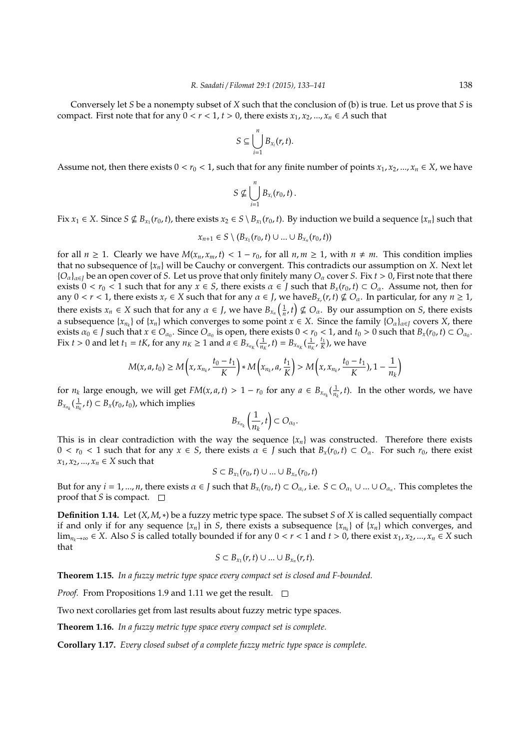Conversely let $S$ be a nonempty subset of $X$ such that the conclusion of (b) is true. Let us prove that $S$ is compact. First note that for any $0 < r < 1$, $t > 0$, there exists $x_1, x_2, ..., x_n \in A$ such that

$$S \subseteq \bigcup_{i=1}^{n} B_{x_i}(r, t).$$

Assume not, then there exists $0 < r_0 < 1$, such that for any finite number of points $x_1, x_2, ..., x_n \in X$, we have

$$S \nsubseteq \bigcup_{i=1}^{n} B_{x_i}(r_0, t).$$

Fix $x_1 \in X$. Since $S \nsubseteq B_{x_1}(r_0, t)$, there exists $x_2 \in S \setminus B_{x_1}(r_0, t)$. By induction we build a sequence $\{x_n\}$ such that

$$x_{n+1} \in S \setminus (B_{x_1}(r_0, t) \cup ... \cup B_{x_n}(r_0, t))$$

for all $n \geq 1$. Clearly we have $M(x_n, x_m, t) < 1 - r_0$, for all $n, m \geq 1$, with $n \neq m$. This condition implies that no subsequence of $\{x_n\}$ will be Cauchy or convergent. This contradicts our assumption on $X$. Next let $\{O_\alpha\}_{\alpha \in J}$ be an open cover of $S$. Let us prove that only finitely many $O_\alpha$ cover $S$. Fix $t > 0$, First note that there exists $0 < r_0 < 1$ such that for any $x \in S$, there exists $\alpha \in J$ such that $B_x(r_0, t) \subset O_\alpha$. Assume not, then for any $0 < r < 1$, there exists $x_r \in X$ such that for any $\alpha \in J$, we have$B_{x_r}(r, t) \nsubseteq O_\alpha$. In particular, for any $n \geq 1$, there exists $x_n \in X$ such that for any $\alpha \in J$, we have $B_{x_n}\left(\frac{1}{n}, t\right) \nsubseteq O_\alpha$. By our assumption on $S$, there exists a subsequence $\{x_{n_k}\}$ of $\{x_n\}$ which converges to some point $x \in X$. Since the family $\{O_\alpha\}_{\alpha \in J}$ covers $X$, there exists $\alpha_0 \in J$ such that $x \in O_{\alpha_0}$. Since $O_{\alpha_0}$ is open, there exists $0 < r_0 < 1$, and $t_0 > 0$ such that $B_x(r_0, t) \subset O_{\alpha_0}$. Fix $t > 0$ and let $t_1 = tK$, for any $n_K \geq 1$ and $a \in B_{x_{n_K}}(\frac{1}{n_K}, t) = B_{x_{n_K}}(\frac{1}{n_K}, \frac{t_1}{K})$, we have

$$M(x, a, t_0) \geq M\left(x, x_{n_k}, \frac{t_0 - t_1}{K}\right) * M\left(x_{n_k}, a, \frac{t_1}{K}\right) > M\left(x, x_{n_k}, \frac{t_0 - t_1}{K}), 1 - \frac{1}{n_k}\right)$$

for $n_k$ large enough, we will get $FM(x, a, t) > 1 - r_0$ for any $a \in B_{x_{n_k}}(\frac{1}{n_k}, t)$. In the other words, we have $B_{x_{n_k}}(\frac{1}{n_k}, t) \subset B_x(r_0, t_0)$, which implies

$$B_{x_{n_k}}\left(\frac{1}{n_k}, t\right) \subset O_{\alpha_0}.$$

This is in clear contradiction with the way the sequence $\{x_n\}$ was constructed. Therefore there exists $0 < r_0 < 1$ such that for any $x \in S$, there exists $\alpha \in J$ such that $B_x(r_0, t) \subset O_\alpha$. For such $r_0$, there exist $x_1, x_2, ..., x_n \in X$ such that

$$S \subset B_{x_1}(r_0, t) \cup ... \cup B_{x_n}(r_0, t)$$

But for any $i = 1, ..., n$, there exists $\alpha \in J$ such that $B_{x_i}(r_0, t) \subset O_{\alpha_i}$, i.e. $S \subset O_{\alpha_1} \cup ... \cup O_{\alpha_n}$. This completes the proof that $S$ is compact. □

**Definition 1.14.** Let $(X, M, *)$ be a fuzzy metric type space. The subset $S$ of $X$ is called sequentially compact if and only if for any sequence $\{x_n\}$ in $S$, there exists a subsequence $\{x_{n_k}\}$ of $\{x_n\}$ which converges, and $\lim_{n_k \to \infty} \in X$. Also $S$ is called totally bounded if for any $0 < r < 1$ and $t > 0$, there exist $x_1, x_2, ..., x_n \in X$ such that

$$S \subset B_{x_1}(r, t) \cup ... \cup B_{x_n}(r, t).$$

**Theorem 1.15.** *In a fuzzy metric type space every compact set is closed and F-bounded.*

*Proof.* From Propositions 1.9 and 1.11 we get the result. □

Two next corollaries get from last results about fuzzy metric type spaces.

**Theorem 1.16.** *In a fuzzy metric type space every compact set is complete.*

**Corollary 1.17.** *Every closed subset of a complete fuzzy metric type space is complete.*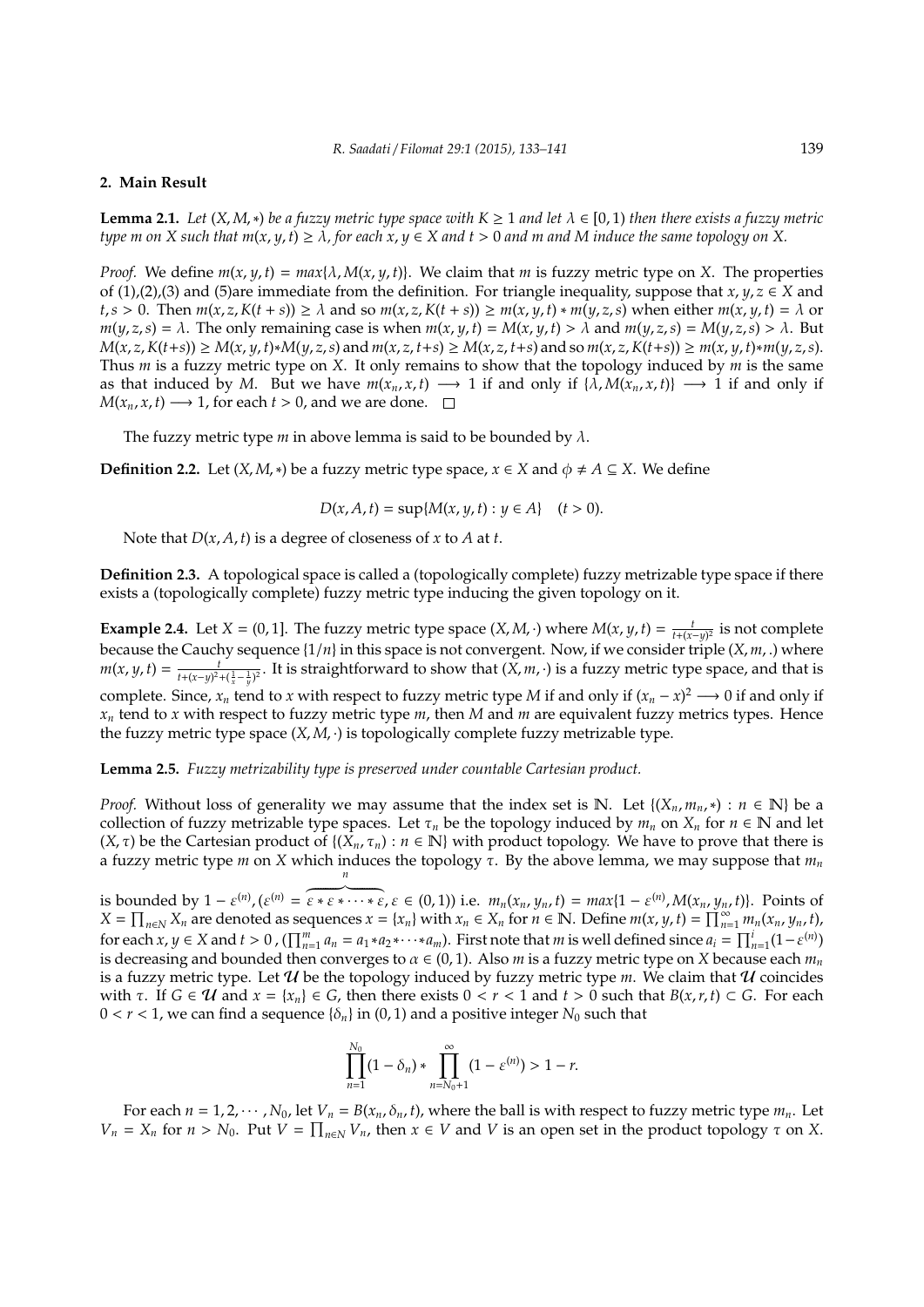## 2. Main Result

**Lemma 2.1.** *Let $(X, M, *)$ be a fuzzy metric type space with $K \geq 1$ and let $\lambda \in [0, 1)$ then there exists a fuzzy metric type $m$ on $X$ such that $m(x, y, t) \geq \lambda$, for each $x, y \in X$ and $t > 0$ and $m$ and $M$ induce the same topology on $X$.*

*Proof.* We define $m(x, y, t) = max\{\lambda, M(x, y, t)\}$. We claim that $m$ is fuzzy metric type on $X$. The properties of (1),(2),(3) and (5)are immediate from the definition. For triangle inequality, suppose that $x, y, z \in X$ and $t, s > 0$. Then $m(x, z, K(t + s)) \geq \lambda$ and so $m(x, z, K(t + s)) \geq m(x, y, t) * m(y, z, s)$ when either $m(x, y, t) = \lambda$ or $m(y, z, s) = \lambda$. The only remaining case is when $m(x, y, t) = M(x, y, t) > \lambda$ and $m(y, z, s) = M(y, z, s) > \lambda$. But $M(x, z, K(t+s)) \geq M(x, y, t)*M(y, z, s)$ and $m(x, z, t+s) \geq M(x, z, t+s)$ and so $m(x, z, K(t+s)) \geq m(x, y, t)*m(y, z, s)$. Thus $m$ is a fuzzy metric type on $X$. It only remains to show that the topology induced by $m$ is the same as that induced by $M$. But we have $m(x_n, x, t) \longrightarrow 1$ if and only if $\{\lambda, M(x_n, x, t)\} \longrightarrow 1$ if and only if $M(x_n, x, t) \longrightarrow 1$, for each $t > 0$, and we are done. $\square$

The fuzzy metric type $m$ in above lemma is said to be bounded by $\lambda$.

**Definition 2.2.** Let $(X, M, *)$ be a fuzzy metric type space, $x \in X$ and $\phi \neq A \subseteq X$. We define

$$D(x, A, t) = \sup\{M(x, y, t) : y \in A\} \quad (t > 0).$$

Note that $D(x, A, t)$ is a degree of closeness of $x$ to $A$ at $t$.

**Definition 2.3.** A topological space is called a (topologically complete) fuzzy metrizable type space if there exists a (topologically complete) fuzzy metric type inducing the given topology on it.

**Example 2.4.** Let $X = (0, 1]$. The fuzzy metric type space $(X, M, \cdot)$ where $M(x, y, t) = \frac{t}{t+(x-y)^2}$ is not complete because the Cauchy sequence $\{1/n\}$ in this space is not convergent. Now, if we consider triple $(X, m, .)$ where $m(x, y, t) = \frac{t}{t+(x-y)^2+(\frac{1}{x}-\frac{1}{y})^2}$. It is straightforward to show that $(X, m, \cdot)$ is a fuzzy metric type space, and that is complete. Since, $x_n$ tend to $x$ with respect to fuzzy metric type $M$ if and only if $(x_n - x)^2 \longrightarrow 0$ if and only if $x_n$ tend to $x$ with respect to fuzzy metric type $m$, then $M$ and $m$ are equivalent fuzzy metrics types. Hence the fuzzy metric type space $(X, M, \cdot)$ is topologically complete fuzzy metrizable type.

**Lemma 2.5.** *Fuzzy metrizability type is preserved under countable Cartesian product.*

*Proof.* Without loss of generality we may assume that the index set is $\mathbb{N}$. Let $\{(X_n, m_n, *) : n \in \mathbb{N}\}$ be a collection of fuzzy metrizable type spaces. Let $\tau_n$ be the topology induced by $m_n$ on $X_n$ for $n \in \mathbb{N}$ and let $(X, \tau)$ be the Cartesian product of $\{(X_n, \tau_n) : n \in \mathbb{N}\}$ with product topology. We have to prove that there is a fuzzy metric type $m$ on $X$ which induces the topology $\tau$. By the above lemma, we may suppose that $m_n$ is bounded by $1 - \varepsilon^{(n)}$, $(\varepsilon^{(n)} = \overbrace{\varepsilon * \varepsilon * \cdots * \varepsilon}^{n}, \varepsilon \in (0, 1))$ i.e. $m_n(x_n, y_n, t) = max\{1 - \varepsilon^{(n)}, M(x_n, y_n, t)\}$. Points of $X = \prod_{n \in N} X_n$ are denoted as sequences $x = \{x_n\}$ with $x_n \in X_n$ for $n \in \mathbb{N}$. Define $m(x, y, t) = \prod_{n=1}^{\infty} m_n(x_n, y_n, t)$, for each $x, y \in X$ and $t > 0$ , $(\prod_{n=1}^{m} a_n = a_1 * a_2 * \cdots * a_m)$. First note that $m$ is well defined since $a_i = \prod_{n=1}^{i}(1 - \varepsilon^{(n)})$ is decreasing and bounded then converges to $\alpha \in (0, 1)$. Also $m$ is a fuzzy metric type on $X$ because each $m_n$ is a fuzzy metric type. Let $\mathcal{U}$ be the topology induced by fuzzy metric type $m$. We claim that $\mathcal{U}$ coincides with $\tau$. If $G \in \mathcal{U}$ and $x = \{x_n\} \in G$, then there exists $0 < r < 1$ and $t > 0$ such that $B(x, r, t) \subset G$. For each $0 < r < 1$, we can find a sequence $\{\delta_n\}$ in $(0, 1)$ and a positive integer $N_0$ such that

$$\prod_{n=1}^{N_0}(1 - \delta_n) * \prod_{n=N_0+1}^{\infty}(1 - \varepsilon^{(n)}) > 1 - r.$$

For each $n = 1, 2, \cdots, N_0$, let $V_n = B(x_n, \delta_n, t)$, where the ball is with respect to fuzzy metric type $m_n$. Let $V_n = X_n$ for $n > N_0$. Put $V = \prod_{n \in N} V_n$, then $x \in V$ and $V$ is an open set in the product topology $\tau$ on $X$.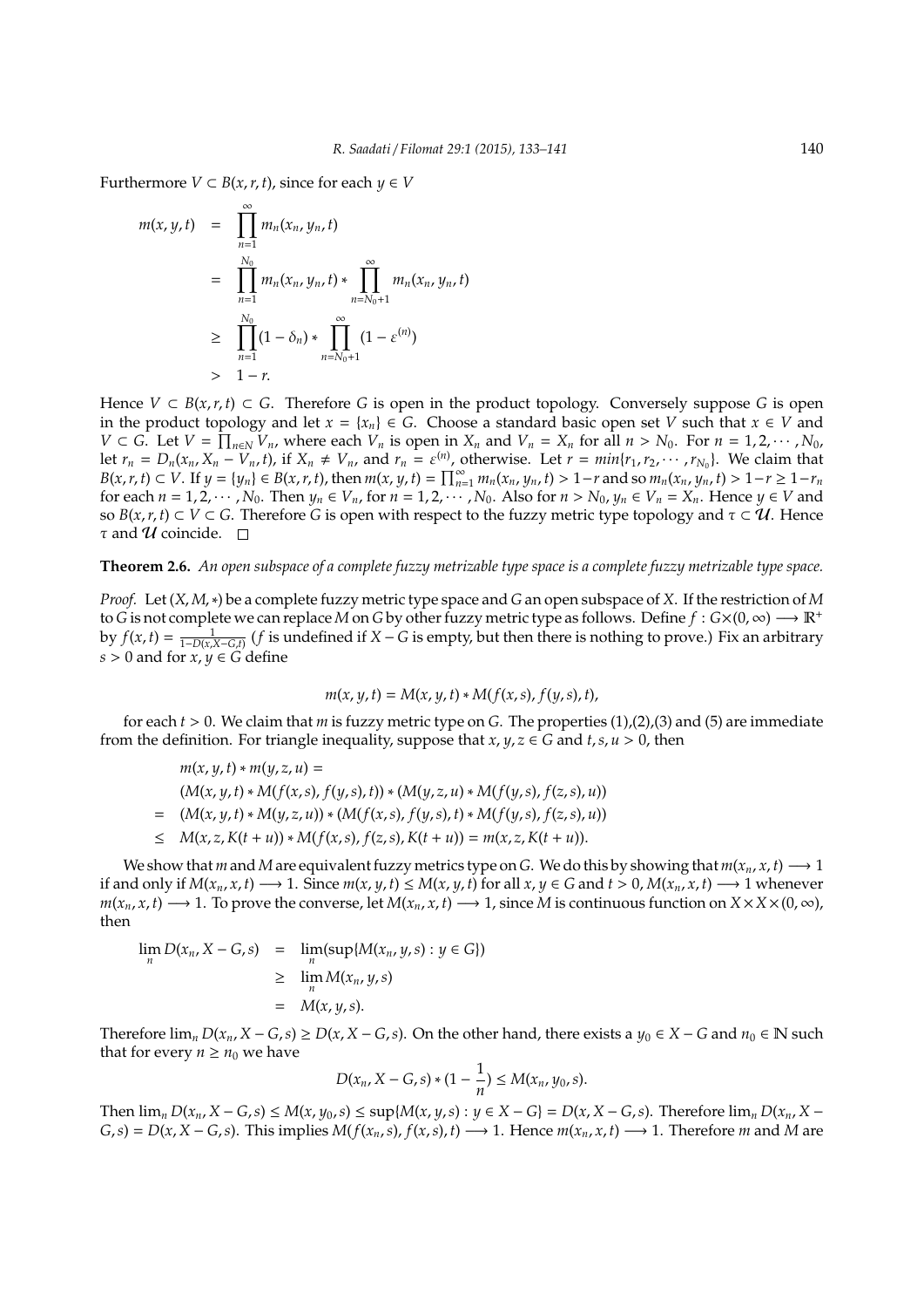Furthermore $V \subset B(x, r, t)$, since for each $y \in V$

$$
\begin{aligned}
m(x, y, t) &= \prod_{n=1}^{\infty} m_n(x_n, y_n, t) \\
&= \prod_{n=1}^{N_0} m_n(x_n, y_n, t) * \prod_{n=N_0+1}^{\infty} m_n(x_n, y_n, t) \\
&\geq \prod_{n=1}^{N_0} (1 - \delta_n) * \prod_{n=N_0+1}^{\infty} (1 - \varepsilon^{(n)}) \\
&> 1 - r.
\end{aligned}
$$

Hence $V \subset B(x, r, t) \subset G$. Therefore $G$ is open in the product topology. Conversely suppose $G$ is open in the product topology and let $x = \{x_n\} \in G$. Choose a standard basic open set $V$ such that $x \in V$ and $V \subset G$. Let $V = \prod_{n \in N} V_n$, where each $V_n$ is open in $X_n$ and $V_n = X_n$ for all $n > N_0$. For $n = 1, 2, \cdots, N_0$, let $r_n = D_n(x_n, X_n - V_n, t)$, if $X_n \neq V_n$, and $r_n = \varepsilon^{(n)}$, otherwise. Let $r = min\{r_1, r_2, \cdots, r_{N_0}\}$. We claim that $B(x, r, t) \subset V$. If $y = \{y_n\} \in B(x, r, t)$, then $m(x, y, t) = \prod_{n=1}^{\infty} m_n(x_n, y_n, t) > 1 - r$ and so $m_n(x_n, y_n, t) > 1 - r \geq 1 - r_n$ for each $n = 1, 2, \cdots, N_0$. Then $y_n \in V_n$, for $n = 1, 2, \cdots, N_0$. Also for $n > N_0$, $y_n \in V_n = X_n$. Hence $y \in V$ and so $B(x, r, t) \subset V \subset G$. Therefore $G$ is open with respect to the fuzzy metric type topology and $\tau \subset \mathcal{U}$. Hence $\tau$ and $\mathcal{U}$ coincide. □

**Theorem 2.6.** *An open subspace of a complete fuzzy metrizable type space is a complete fuzzy metrizable type space.*

*Proof.* Let $(X, M, *)$ be a complete fuzzy metric type space and $G$ an open subspace of $X$. If the restriction of $M$ to $G$ is not complete we can replace $M$ on $G$ by other fuzzy metric type as follows. Define $f : G \times (0, \infty) \longrightarrow \mathbb{R}^+$ by $f(x, t) = \frac{1}{1 - D(x, X - G, t)}$ ($f$ is undefined if $X - G$ is empty, but then there is nothing to prove.) Fix an arbitrary $s > 0$ and for $x, y \in G$ define

$$m(x, y, t) = M(x, y, t) * M(f(x, s), f(y, s), t),$$

for each $t > 0$. We claim that $m$ is fuzzy metric type on $G$. The properties (1),(2),(3) and (5) are immediate from the definition. For triangle inequality, suppose that $x, y, z \in G$ and $t, s, u > 0$, then

$$
\begin{aligned}
& m(x, y, t) * m(y, z, u) = \\
& (M(x, y, t) * M(f(x, s), f(y, s), t)) * (M(y, z, u) * M(f(y, s), f(z, s), u)) \\
= \ & (M(x, y, t) * M(y, z, u)) * (M(f(x, s), f(y, s), t) * M(f(y, s), f(z, s), u)) \\
\leq \ & M(x, z, K(t + u)) * M(f(x, s), f(z, s), K(t + u)) = m(x, z, K(t + u)).
\end{aligned}
$$

We show that $m$ and $M$ are equivalent fuzzy metrics type on $G$. We do this by showing that $m(x_n, x, t) \longrightarrow 1$ if and only if $M(x_n, x, t) \longrightarrow 1$. Since $m(x, y, t) \leq M(x, y, t)$ for all $x, y \in G$ and $t > 0$, $M(x_n, x, t) \longrightarrow 1$ whenever $m(x_n, x, t) \longrightarrow 1$. To prove the converse, let $M(x_n, x, t) \longrightarrow 1$, since $M$ is continuous function on $X \times X \times (0, \infty)$, then

$$
\begin{aligned}
\lim_n D(x_n, X - G, s) &= \lim_n (\sup\{M(x_n, y, s) : y \in G\}) \\
&\geq \lim_n M(x_n, y, s) \\
&= M(x, y, s).
\end{aligned}
$$

Therefore $\lim_n D(x_n, X - G, s) \geq D(x, X - G, s)$. On the other hand, there exists a $y_0 \in X - G$ and $n_0 \in \mathbb{N}$ such that for every $n \geq n_0$ we have

$$D(x_n, X - G, s) * (1 - \frac{1}{n}) \leq M(x_n, y_0, s).$$

Then $\lim_n D(x_n, X - G, s) \leq M(x, y_0, s) \leq \sup\{M(x, y, s) : y \in X - G\} = D(x, X - G, s)$. Therefore $\lim_n D(x_n, X - G, s) = D(x, X - G, s)$. This implies $M(f(x_n, s), f(x, s), t) \longrightarrow 1$. Hence $m(x_n, x, t) \longrightarrow 1$. Therefore $m$ and $M$ are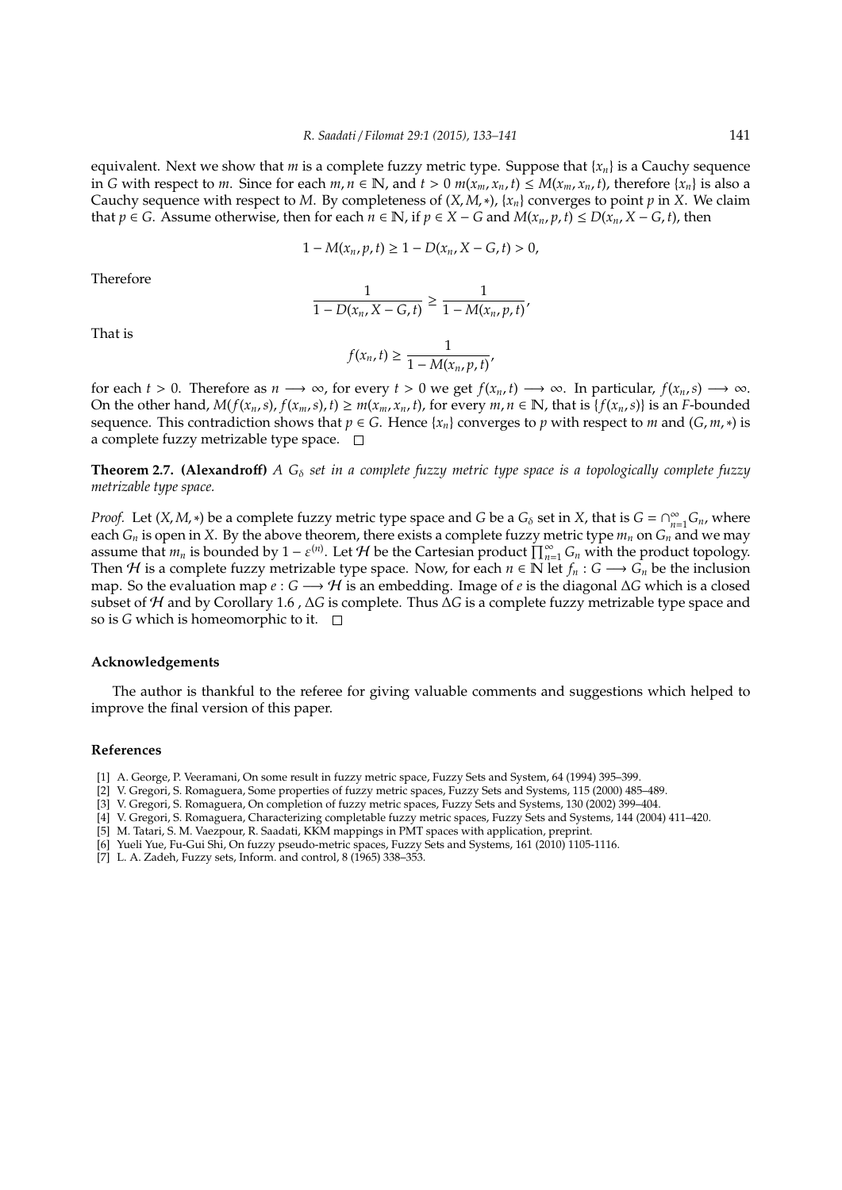equivalent. Next we show that $m$ is a complete fuzzy metric type. Suppose that $\{x_n\}$ is a Cauchy sequence in $G$ with respect to $m$. Since for each $m, n \in \mathbb{N}$, and $t > 0$ $m(x_m, x_n, t) \leq M(x_m, x_n, t)$, therefore $\{x_n\}$ is also a Cauchy sequence with respect to $M$. By completeness of $(X, M, *)$, $\{x_n\}$ converges to point $p$ in $X$. We claim that $p \in G$. Assume otherwise, then for each $n \in \mathbb{N}$, if $p \in X - G$ and $M(x_n, p, t) \leq D(x_n, X - G, t)$, then

$$1 - M(x_n, p, t) \geq 1 - D(x_n, X - G, t) > 0,$$

Therefore

$$\frac{1}{1 - D(x_n, X - G, t)} \geq \frac{1}{1 - M(x_n, p, t)},$$

That is

$$f(x_n, t) \geq \frac{1}{1 - M(x_n, p, t)},$$

for each $t > 0$. Therefore as $n \longrightarrow \infty$, for every $t > 0$ we get $f(x_n, t) \longrightarrow \infty$. In particular, $f(x_n, s) \longrightarrow \infty$. On the other hand, $M(f(x_n, s), f(x_m, s), t) \geq m(x_m, x_n, t)$, for every $m, n \in \mathbb{N}$, that is $\{f(x_n, s)\}$ is an $F$-bounded sequence. This contradiction shows that $p \in G$. Hence $\{x_n\}$ converges to $p$ with respect to $m$ and $(G, m, *)$ is a complete fuzzy metrizable type space. $\square$

**Theorem 2.7. (Alexandroff)** *A $G_\delta$ set in a complete fuzzy metric type space is a topologically complete fuzzy metrizable type space.*

*Proof.* Let $(X, M, *)$ be a complete fuzzy metric type space and $G$ be a $G_\delta$ set in $X$, that is $G = \cap_{n=1}^{\infty} G_n$, where each $G_n$ is open in $X$. By the above theorem, there exists a complete fuzzy metric type $m_n$ on $G_n$ and we may assume that $m_n$ is bounded by $1 - \varepsilon^{(n)}$. Let $\mathcal{H}$ be the Cartesian product $\prod_{n=1}^{\infty} G_n$ with the product topology. Then $\mathcal{H}$ is a complete fuzzy metrizable type space. Now, for each $n \in \mathbb{N}$ let $f_n : G \longrightarrow G_n$ be the inclusion map. So the evaluation map $e : G \longrightarrow \mathcal{H}$ is an embedding. Image of $e$ is the diagonal $\Delta G$ which is a closed subset of $\mathcal{H}$ and by Corollary 1.6 , $\Delta G$ is complete. Thus $\Delta G$ is a complete fuzzy metrizable type space and so is $G$ which is homeomorphic to it. $\square$

## Acknowledgements

The author is thankful to the referee for giving valuable comments and suggestions which helped to improve the final version of this paper.

## References

[1] A. George, P. Veeramani, On some result in fuzzy metric space, Fuzzy Sets and System, 64 (1994) 395–399.

[2] V. Gregori, S. Romaguera, Some properties of fuzzy metric spaces, Fuzzy Sets and Systems, 115 (2000) 485–489.

[3] V. Gregori, S. Romaguera, On completion of fuzzy metric spaces, Fuzzy Sets and Systems, 130 (2002) 399–404.

[4] V. Gregori, S. Romaguera, Characterizing completable fuzzy metric spaces, Fuzzy Sets and Systems, 144 (2004) 411–420.

[5] M. Tatari, S. M. Vaezpour, R. Saadati, KKM mappings in PMT spaces with application, preprint.

[6] Yueli Yue, Fu-Gui Shi, On fuzzy pseudo-metric spaces, Fuzzy Sets and Systems, 161 (2010) 1105-1116.

[7] L. A. Zadeh, Fuzzy sets, Inform. and control, 8 (1965) 338–353.